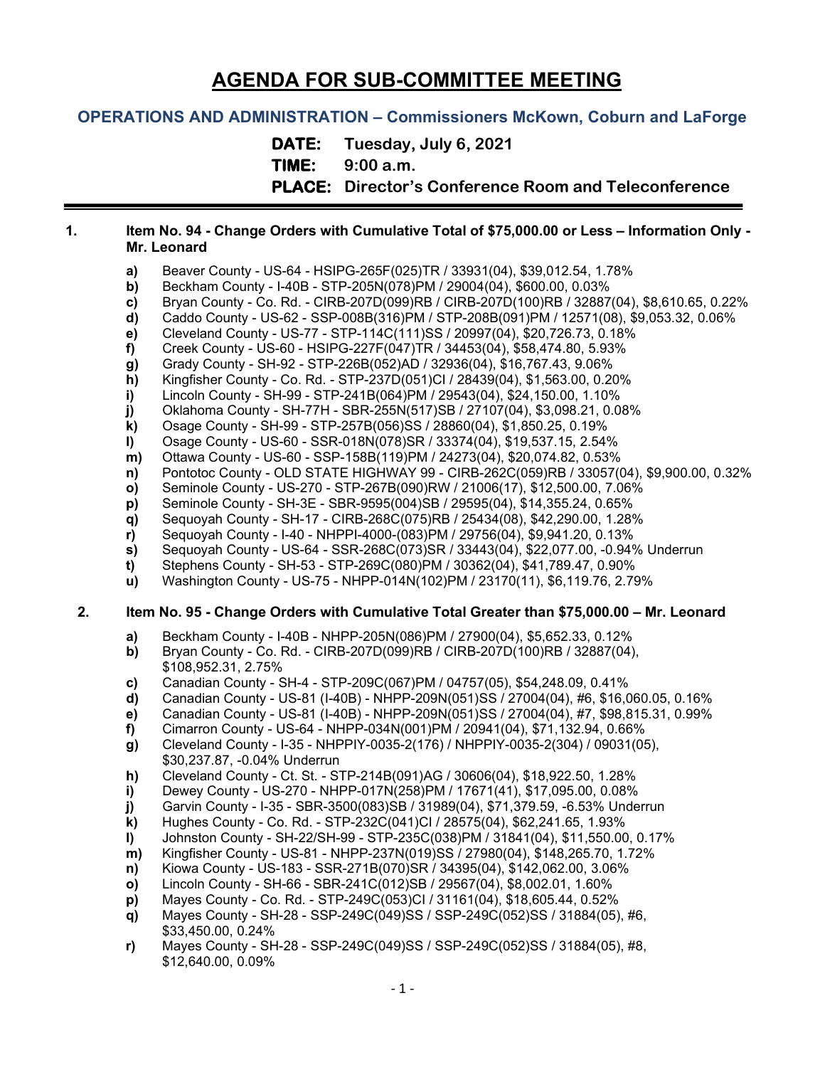# AGENDA FOR SUB-COMMITTEE MEETING

## OPERATIONS AND ADMINISTRATION – Commissioners McKown, Coburn and LaForge

**DATE:** Tuesday, July 6, 2021
**TIME:** 9:00 a.m.
**PLACE:** Director's Conference Room and Teleconference

---

**1. Item No. 94 - Change Orders with Cumulative Total of $75,000.00 or Less – Information Only - Mr. Leonard**

- **a)** Beaver County - US-64 - HSIPG-265F(025)TR / 33931(04), $39,012.54, 1.78%
- **b)** Beckham County - I-40B - STP-205N(078)PM / 29004(04), $600.00, 0.03%
- **c)** Bryan County - Co. Rd. - CIRB-207D(099)RB / CIRB-207D(100)RB / 32887(04), $8,610.65, 0.22%
- **d)** Caddo County - US-62 - SSP-008B(316)PM / STP-208B(091)PM / 12571(08), $9,053.32, 0.06%
- **e)** Cleveland County - US-77 - STP-114C(111)SS / 20997(04), $20,726.73, 0.18%
- **f)** Creek County - US-60 - HSIPG-227F(047)TR / 34453(04), $58,474.80, 5.93%
- **g)** Grady County - SH-92 - STP-226B(052)AD / 32936(04), $16,767.43, 9.06%
- **h)** Kingfisher County - Co. Rd. - STP-237D(051)CI / 28439(04), $1,563.00, 0.20%
- **i)** Lincoln County - SH-99 - STP-241B(064)PM / 29543(04), $24,150.00, 1.10%
- **j)** Oklahoma County - SH-77H - SBR-255N(517)SB / 27107(04), $3,098.21, 0.08%
- **k)** Osage County - SH-99 - STP-257B(056)SS / 28860(04), $1,850.25, 0.19%
- **l)** Osage County - US-60 - SSR-018N(078)SR / 33374(04), $19,537.15, 2.54%
- **m)** Ottawa County - US-60 - SSP-158B(119)PM / 24273(04), $20,074.82, 0.53%
- **n)** Pontotoc County - OLD STATE HIGHWAY 99 - CIRB-262C(059)RB / 33057(04), $9,900.00, 0.32%
- **o)** Seminole County - US-270 - STP-267B(090)RW / 21006(17), $12,500.00, 7.06%
- **p)** Seminole County - SH-3E - SBR-9595(004)SB / 29595(04), $14,355.24, 0.65%
- **q)** Sequoyah County - SH-17 - CIRB-268C(075)RB / 25434(08), $42,290.00, 1.28%
- **r)** Sequoyah County - I-40 - NHPPI-4000-(083)PM / 29756(04), $9,941.20, 0.13%
- **s)** Sequoyah County - US-64 - SSR-268C(073)SR / 33443(04), $22,077.00, -0.94% Underrun
- **t)** Stephens County - SH-53 - STP-269C(080)PM / 30362(04), $41,789.47, 0.90%
- **u)** Washington County - US-75 - NHPP-014N(102)PM / 23170(11), $6,119.76, 2.79%

**2. Item No. 95 - Change Orders with Cumulative Total Greater than $75,000.00 – Mr. Leonard**

- **a)** Beckham County - I-40B - NHPP-205N(086)PM / 27900(04), $5,652.33, 0.12%
- **b)** Bryan County - Co. Rd. - CIRB-207D(099)RB / CIRB-207D(100)RB / 32887(04), $108,952.31, 2.75%
- **c)** Canadian County - SH-4 - STP-209C(067)PM / 04757(05), $54,248.09, 0.41%
- **d)** Canadian County - US-81 (I-40B) - NHPP-209N(051)SS / 27004(04), #6, $16,060.05, 0.16%
- **e)** Canadian County - US-81 (I-40B) - NHPP-209N(051)SS / 27004(04), #7, $98,815.31, 0.99%
- **f)** Cimarron County - US-64 - NHPP-034N(001)PM / 20941(04), $71,132.94, 0.66%
- **g)** Cleveland County - I-35 - NHPPIY-0035-2(176) / NHPPIY-0035-2(304) / 09031(05), $30,237.87, -0.04% Underrun
- **h)** Cleveland County - Ct. St. - STP-214B(091)AG / 30606(04), $18,922.50, 1.28%
- **i)** Dewey County - US-270 - NHPP-017N(258)PM / 17671(41), $17,095.00, 0.08%
- **j)** Garvin County - I-35 - SBR-3500(083)SB / 31989(04), $71,379.59, -6.53% Underrun
- **k)** Hughes County - Co. Rd. - STP-232C(041)CI / 28575(04), $62,241.65, 1.93%
- **l)** Johnston County - SH-22/SH-99 - STP-235C(038)PM / 31841(04), $11,550.00, 0.17%
- **m)** Kingfisher County - US-81 - NHPP-237N(019)SS / 27980(04), $148,265.70, 1.72%
- **n)** Kiowa County - US-183 - SSR-271B(070)SR / 34395(04), $142,062.00, 3.06%
- **o)** Lincoln County - SH-66 - SBR-241C(012)SB / 29567(04), $8,002.01, 1.60%
- **p)** Mayes County - Co. Rd. - STP-249C(053)CI / 31161(04), $18,605.44, 0.52%
- **q)** Mayes County - SH-28 - SSP-249C(049)SS / SSP-249C(052)SS / 31884(05), #6, $33,450.00, 0.24%
- **r)** Mayes County - SH-28 - SSP-249C(049)SS / SSP-249C(052)SS / 31884(05), #8, $12,640.00, 0.09%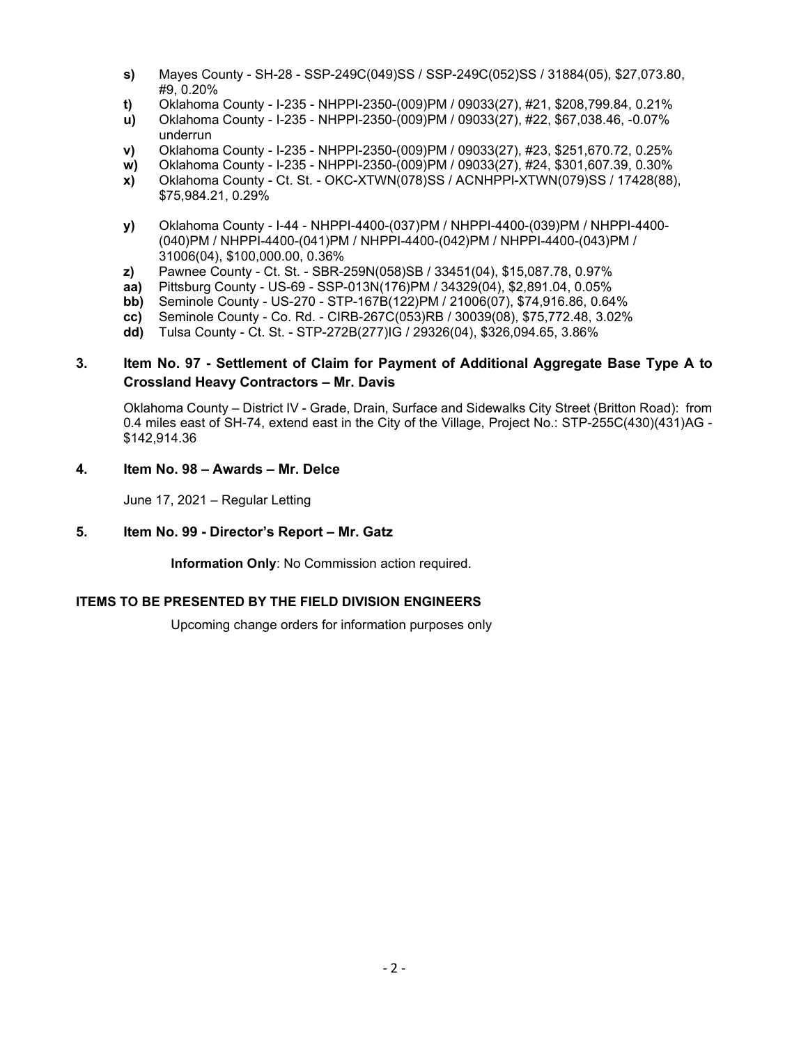- **s)** Mayes County - SH-28 - SSP-249C(049)SS / SSP-249C(052)SS / 31884(05), $27,073.80, #9, 0.20%
- **t)** Oklahoma County - I-235 - NHPPI-2350-(009)PM / 09033(27), #21, $208,799.84, 0.21%
- **u)** Oklahoma County - I-235 - NHPPI-2350-(009)PM / 09033(27), #22, $67,038.46, -0.07% underrun
- **v)** Oklahoma County - I-235 - NHPPI-2350-(009)PM / 09033(27), #23, $251,670.72, 0.25%
- **w)** Oklahoma County - I-235 - NHPPI-2350-(009)PM / 09033(27), #24, $301,607.39, 0.30%
- **x)** Oklahoma County - Ct. St. - OKC-XTWN(078)SS / ACNHPPI-XTWN(079)SS / 17428(88), $75,984.21, 0.29%
- **y)** Oklahoma County - I-44 - NHPPI-4400-(037)PM / NHPPI-4400-(039)PM / NHPPI-4400-(040)PM / NHPPI-4400-(041)PM / NHPPI-4400-(042)PM / NHPPI-4400-(043)PM / 31006(04), $100,000.00, 0.36%
- **z)** Pawnee County - Ct. St. - SBR-259N(058)SB / 33451(04), $15,087.78, 0.97%
- **aa)** Pittsburg County - US-69 - SSP-013N(176)PM / 34329(04), $2,891.04, 0.05%
- **bb)** Seminole County - US-270 - STP-167B(122)PM / 21006(07), $74,916.86, 0.64%
- **cc)** Seminole County - Co. Rd. - CIRB-267C(053)RB / 30039(08), $75,772.48, 3.02%
- **dd)** Tulsa County - Ct. St. - STP-272B(277)IG / 29326(04), $326,094.65, 3.86%

## 3. Item No. 97 - Settlement of Claim for Payment of Additional Aggregate Base Type A to Crossland Heavy Contractors – Mr. Davis

Oklahoma County – District IV - Grade, Drain, Surface and Sidewalks City Street (Britton Road): from 0.4 miles east of SH-74, extend east in the City of the Village, Project No.: STP-255C(430)(431)AG - $142,914.36

## 4. Item No. 98 – Awards – Mr. Delce

June 17, 2021 – Regular Letting

## 5. Item No. 99 - Director's Report – Mr. Gatz

**Information Only**: No Commission action required.

## ITEMS TO BE PRESENTED BY THE FIELD DIVISION ENGINEERS

Upcoming change orders for information purposes only